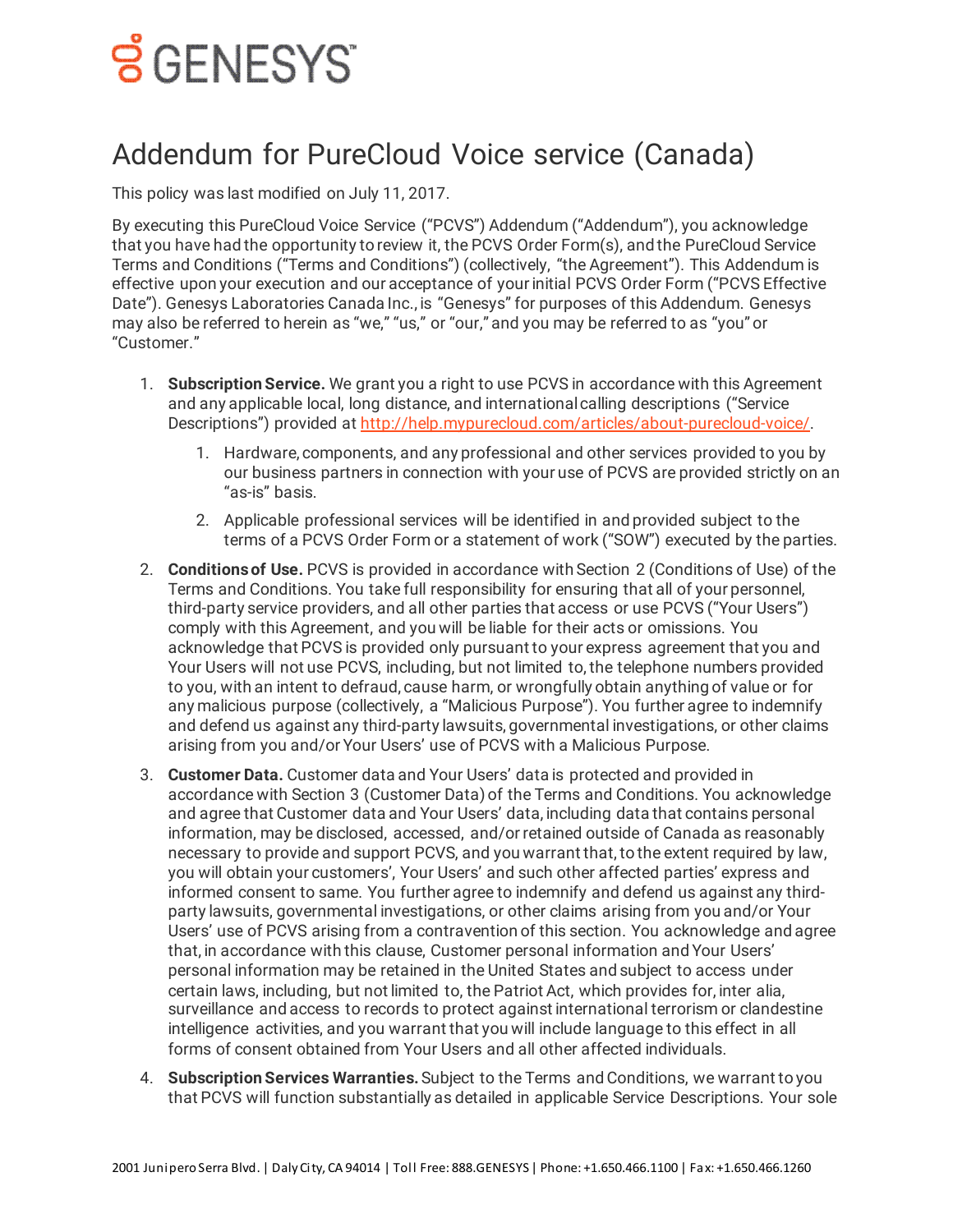GENESYS™

# Addendum for PureCloud Voice service (Canada)

This policy was last modified on July 11, 2017.

By executing this PureCloud Voice Service ("PCVS") Addendum ("Addendum"), you acknowledge that you have had the opportunity to review it, the PCVS Order Form(s), and the PureCloud Service Terms and Conditions ("Terms and Conditions") (collectively, "the Agreement"). This Addendum is effective upon your execution and our acceptance of your initial PCVS Order Form ("PCVS Effective Date"). Genesys Laboratories Canada Inc., is "Genesys" for purposes of this Addendum. Genesys may also be referred to herein as "we," "us," or "our," and you may be referred to as "you" or "Customer."

1. **Subscription Service.** We grant you a right to use PCVS in accordance with this Agreement and any applicable local, long distance, and international calling descriptions ("Service Descriptions") provided at [http://help.mypurecloud.com/articles/about-purecloud-voice/](http://help.mypurecloud.com/articles/about-purecloud-voice/).
    1. Hardware, components, and any professional and other services provided to you by our business partners in connection with your use of PCVS are provided strictly on an "as-is" basis.
    2. Applicable professional services will be identified in and provided subject to the terms of a PCVS Order Form or a statement of work ("SOW") executed by the parties.
2. **Conditions of Use.** PCVS is provided in accordance with Section 2 (Conditions of Use) of the Terms and Conditions. You take full responsibility for ensuring that all of your personnel, third-party service providers, and all other parties that access or use PCVS ("Your Users") comply with this Agreement, and you will be liable for their acts or omissions. You acknowledge that PCVS is provided only pursuant to your express agreement that you and Your Users will not use PCVS, including, but not limited to, the telephone numbers provided to you, with an intent to defraud, cause harm, or wrongfully obtain anything of value or for any malicious purpose (collectively, a "Malicious Purpose"). You further agree to indemnify and defend us against any third-party lawsuits, governmental investigations, or other claims arising from you and/or Your Users' use of PCVS with a Malicious Purpose.
3. **Customer Data.** Customer data and Your Users' data is protected and provided in accordance with Section 3 (Customer Data) of the Terms and Conditions. You acknowledge and agree that Customer data and Your Users' data, including data that contains personal information, may be disclosed, accessed, and/or retained outside of Canada as reasonably necessary to provide and support PCVS, and you warrant that, to the extent required by law, you will obtain your customers', Your Users' and such other affected parties' express and informed consent to same. You further agree to indemnify and defend us against any third-party lawsuits, governmental investigations, or other claims arising from you and/or Your Users' use of PCVS arising from a contravention of this section. You acknowledge and agree that, in accordance with this clause, Customer personal information and Your Users' personal information may be retained in the United States and subject to access under certain laws, including, but not limited to, the Patriot Act, which provides for, inter alia, surveillance and access to records to protect against international terrorism or clandestine intelligence activities, and you warrant that you will include language to this effect in all forms of consent obtained from Your Users and all other affected individuals.
4. **Subscription Services Warranties.** Subject to the Terms and Conditions, we warrant to you that PCVS will function substantially as detailed in applicable Service Descriptions. Your sole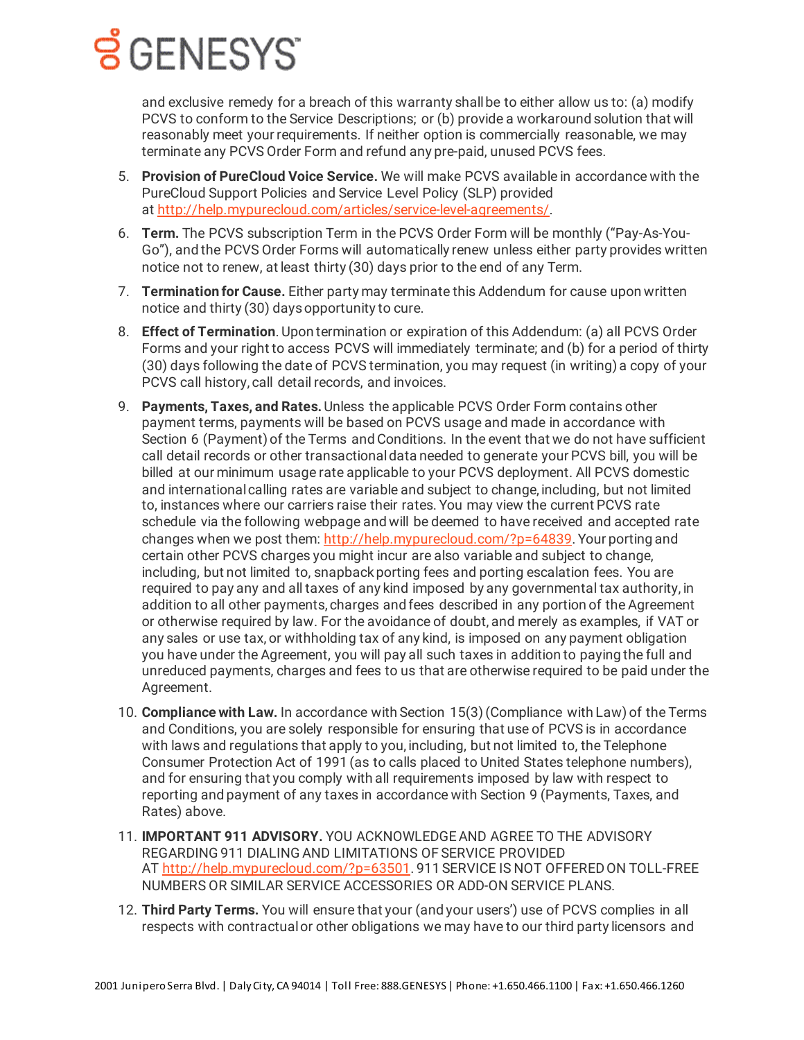and exclusive remedy for a breach of this warranty shall be to either allow us to: (a) modify PCVS to conform to the Service Descriptions; or (b) provide a workaround solution that will reasonably meet your requirements. If neither option is commercially reasonable, we may terminate any PCVS Order Form and refund any pre-paid, unused PCVS fees.

5. **Provision of PureCloud Voice Service.** We will make PCVS available in accordance with the PureCloud Support Policies and Service Level Policy (SLP) provided at http://help.mypurecloud.com/articles/service-level-agreements/.

6. **Term.** The PCVS subscription Term in the PCVS Order Form will be monthly ("Pay-As-You-Go"), and the PCVS Order Forms will automatically renew unless either party provides written notice not to renew, at least thirty (30) days prior to the end of any Term.

7. **Termination for Cause.** Either party may terminate this Addendum for cause upon written notice and thirty (30) days opportunity to cure.

8. **Effect of Termination**. Upon termination or expiration of this Addendum: (a) all PCVS Order Forms and your right to access PCVS will immediately terminate; and (b) for a period of thirty (30) days following the date of PCVS termination, you may request (in writing) a copy of your PCVS call history, call detail records, and invoices.

9. **Payments, Taxes, and Rates.** Unless the applicable PCVS Order Form contains other payment terms, payments will be based on PCVS usage and made in accordance with Section 6 (Payment) of the Terms and Conditions. In the event that we do not have sufficient call detail records or other transactional data needed to generate your PCVS bill, you will be billed at our minimum usage rate applicable to your PCVS deployment. All PCVS domestic and international calling rates are variable and subject to change, including, but not limited to, instances where our carriers raise their rates. You may view the current PCVS rate schedule via the following webpage and will be deemed to have received and accepted rate changes when we post them: http://help.mypurecloud.com/?p=64839. Your porting and certain other PCVS charges you might incur are also variable and subject to change, including, but not limited to, snapback porting fees and porting escalation fees. You are required to pay any and all taxes of any kind imposed by any governmental tax authority, in addition to all other payments, charges and fees described in any portion of the Agreement or otherwise required by law. For the avoidance of doubt, and merely as examples, if VAT or any sales or use tax, or withholding tax of any kind, is imposed on any payment obligation you have under the Agreement, you will pay all such taxes in addition to paying the full and unreduced payments, charges and fees to us that are otherwise required to be paid under the Agreement.

10. **Compliance with Law.** In accordance with Section 15(3) (Compliance with Law) of the Terms and Conditions, you are solely responsible for ensuring that use of PCVS is in accordance with laws and regulations that apply to you, including, but not limited to, the Telephone Consumer Protection Act of 1991 (as to calls placed to United States telephone numbers), and for ensuring that you comply with all requirements imposed by law with respect to reporting and payment of any taxes in accordance with Section 9 (Payments, Taxes, and Rates) above.

11. **IMPORTANT 911 ADVISORY.** YOU ACKNOWLEDGE AND AGREE TO THE ADVISORY REGARDING 911 DIALING AND LIMITATIONS OF SERVICE PROVIDED AT http://help.mypurecloud.com/?p=63501. 911 SERVICE IS NOT OFFERED ON TOLL-FREE NUMBERS OR SIMILAR SERVICE ACCESSORIES OR ADD-ON SERVICE PLANS.

12. **Third Party Terms.** You will ensure that your (and your users') use of PCVS complies in all respects with contractual or other obligations we may have to our third party licensors and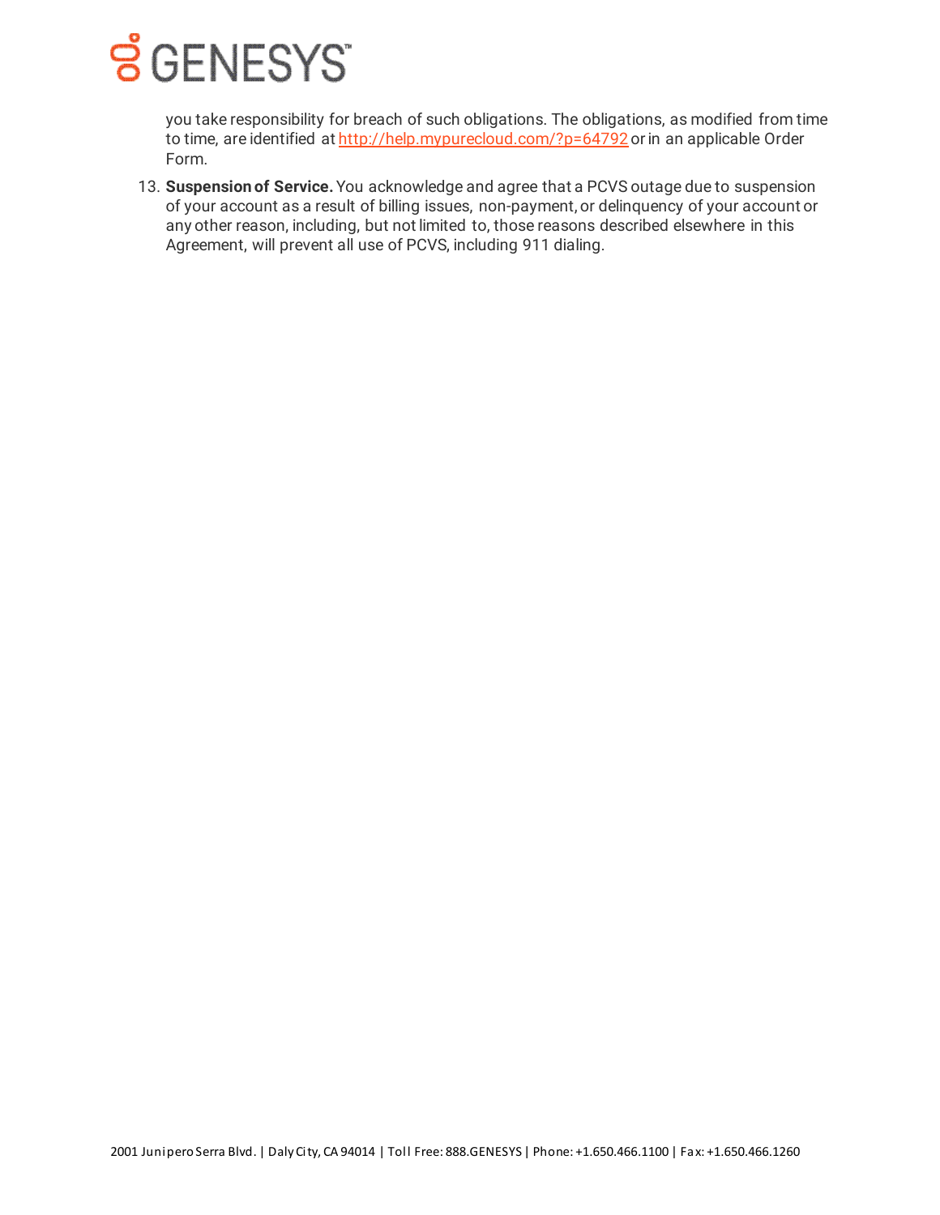you take responsibility for breach of such obligations. The obligations, as modified from time to time, are identified at http://help.mypurecloud.com/?p=64792 or in an applicable Order Form.

13. **Suspension of Service.** You acknowledge and agree that a PCVS outage due to suspension of your account as a result of billing issues, non-payment, or delinquency of your account or any other reason, including, but not limited to, those reasons described elsewhere in this Agreement, will prevent all use of PCVS, including 911 dialing.